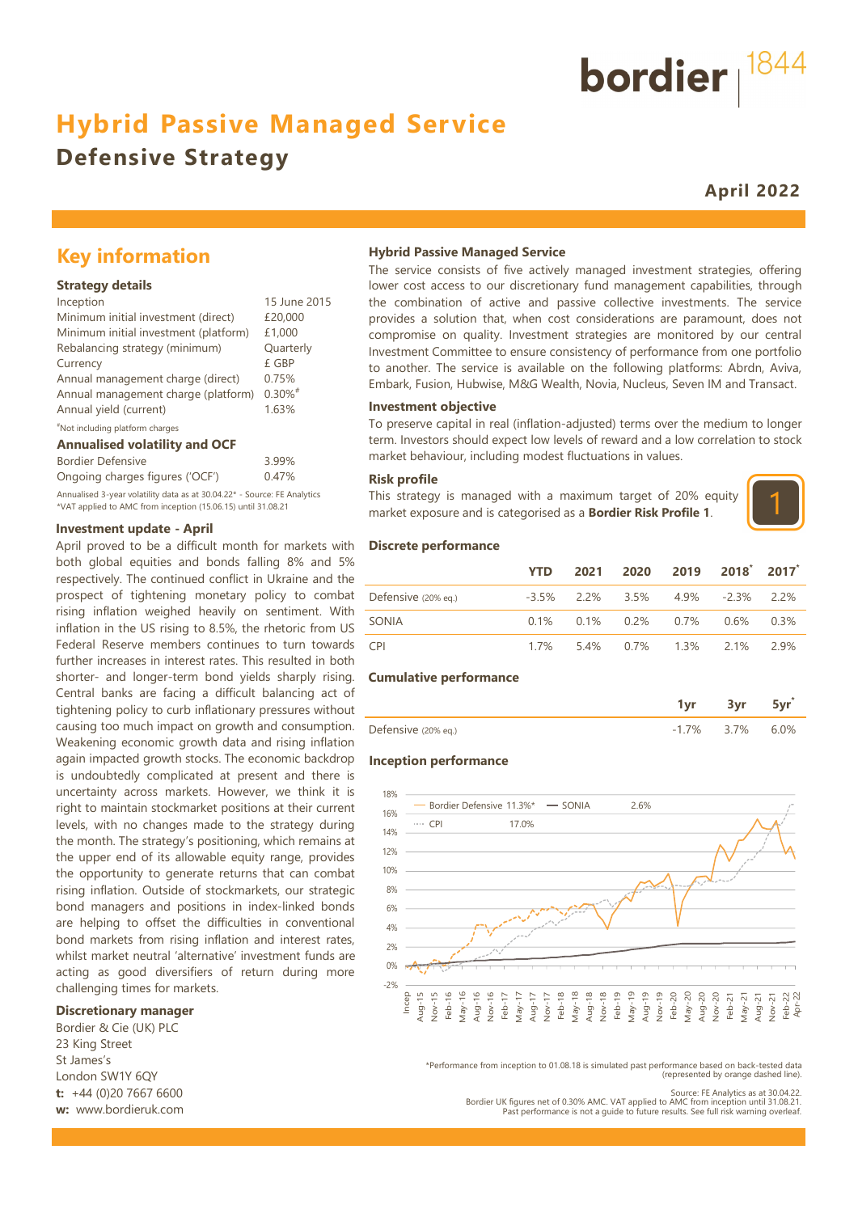# Hybrid Passive Managed Service

## Defensive Strategy

**April 2022**

## Key information

### Strategy details

| | |
|---|---|
| Inception | 15 June 2015 |
| Minimum initial investment (direct) | £20,000 |
| Minimum initial investment (platform) | £1,000 |
| Rebalancing strategy (minimum) | Quarterly |
| Currency | £ GBP |
| Annual management charge (direct) | 0.75% |
| Annual management charge (platform) | 0.30%# |
| Annual yield (current) | 1.63% |

#Not including platform charges

### Annualised volatility and OCF

| | |
|---|---|
| Bordier Defensive | 3.99% |
| Ongoing charges figures ('OCF') | 0.47% |

Annualised 3-year volatility data as at 30.04.22* - Source: FE Analytics
*VAT applied to AMC from inception (15.06.15) until 31.08.21

### Investment update - April

April proved to be a difficult month for markets with both global equities and bonds falling 8% and 5% respectively. The continued conflict in Ukraine and the prospect of tightening monetary policy to combat rising inflation weighed heavily on sentiment. With inflation in the US rising to 8.5%, the rhetoric from US Federal Reserve members continues to turn towards further increases in interest rates. This resulted in both shorter- and longer-term bond yields sharply rising. Central banks are facing a difficult balancing act of tightening policy to curb inflationary pressures without causing too much impact on growth and consumption. Weakening economic growth data and rising inflation again impacted growth stocks. The economic backdrop is undoubtedly complicated at present and there is uncertainty across markets. However, we think it is right to maintain stockmarket positions at their current levels, with no changes made to the strategy during the month. The strategy's positioning, which remains at the upper end of its allowable equity range, provides the opportunity to generate returns that can combat rising inflation. Outside of stockmarkets, our strategic bond managers and positions in index-linked bonds are helping to offset the difficulties in conventional bond markets from rising inflation and interest rates, whilst market neutral 'alternative' investment funds are acting as good diversifiers of return during more challenging times for markets.

### Discretionary manager

Bordier & Cie (UK) PLC
23 King Street
St James's
London SW1Y 6QY
**t:** +44 (0)20 7667 6600
**w:** www.bordieruk.com

### Hybrid Passive Managed Service

The service consists of five actively managed investment strategies, offering lower cost access to our discretionary fund management capabilities, through the combination of active and passive collective investments. The service provides a solution that, when cost considerations are paramount, does not compromise on quality. Investment strategies are monitored by our central Investment Committee to ensure consistency of performance from one portfolio to another. The service is available on the following platforms: Abrdn, Aviva, Embark, Fusion, Hubwise, M&G Wealth, Novia, Nucleus, Seven IM and Transact.

### Investment objective

To preserve capital in real (inflation-adjusted) terms over the medium to longer term. Investors should expect low levels of reward and a low correlation to stock market behaviour, including modest fluctuations in values.

### Risk profile

This strategy is managed with a maximum target of 20% equity market exposure and is categorised as a **Bordier Risk Profile 1**.

1

### Discrete performance

| | YTD | 2021 | 2020 | 2019 | 2018* | 2017* |
|---|---|---|---|---|---|---|
| Defensive (20% eq.) | -3.5% | 2.2% | 3.5% | 4.9% | -2.3% | 2.2% |
| SONIA | 0.1% | 0.1% | 0.2% | 0.7% | 0.6% | 0.3% |
| CPI | 1.7% | 5.4% | 0.7% | 1.3% | 2.1% | 2.9% |

### Cumulative performance

| | 1yr | 3yr | 5yr* |
|---|---|---|---|
| Defensive (20% eq.) | -1.7% | 3.7% | 6.0% |

### Inception performance

Bordier Defensive 11.3%* — SONIA 2.6% — CPI 17.0%

*Performance from inception to 01.08.18 is simulated past performance based on back-tested data (represented by orange dashed line).

Source: FE Analytics as at 30.04.22.
Bordier UK figures net of 0.30% AMC. VAT applied to AMC from inception until 31.08.21.
Past performance is not a guide to future results. See full risk warning overleaf.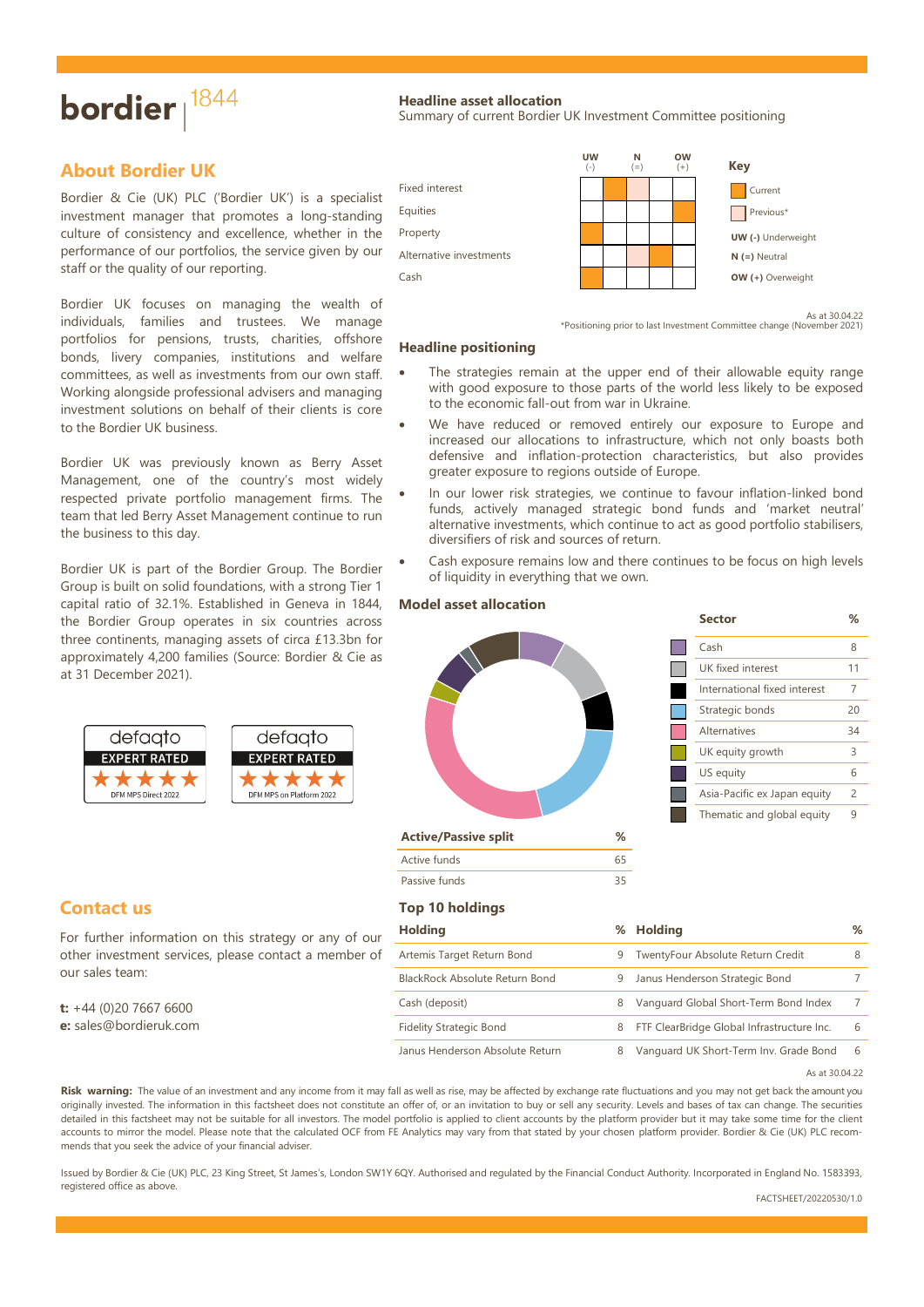# bordier 1844

## About Bordier UK

Bordier & Cie (UK) PLC ('Bordier UK') is a specialist investment manager that promotes a long-standing culture of consistency and excellence, whether in the performance of our portfolios, the service given by our staff or the quality of our reporting.

Bordier UK focuses on managing the wealth of individuals, families and trustees. We manage portfolios for pensions, trusts, charities, offshore bonds, livery companies, institutions and welfare committees, as well as investments from our own staff. Working alongside professional advisers and managing investment solutions on behalf of their clients is core to the Bordier UK business.

Bordier UK was previously known as Berry Asset Management, one of the country's most widely respected private portfolio management firms. The team that led Berry Asset Management continue to run the business to this day.

Bordier UK is part of the Bordier Group. The Bordier Group is built on solid foundations, with a strong Tier 1 capital ratio of 32.1%. Established in Geneva in 1844, the Bordier Group operates in six countries across three continents, managing assets of circa £13.3bn for approximately 4,200 families (Source: Bordier & Cie as at 31 December 2021).

defaqto EXPERT RATED ★★★★★ DFM MPS Direct 2022

defaqto EXPERT RATED ★★★★★ DFM MPS on Platform 2022

## Contact us

For further information on this strategy or any of our other investment services, please contact a member of our sales team:

**t:** +44 (0)20 7667 6600
**e:** sales@bordieruk.com

## Headline asset allocation

Summary of current Bordier UK Investment Committee positioning

| | UW (-) | | N (=) | | OW (+) |
|---|---|---|---|---|---|
| Fixed interest | | Current | Previous* | | |
| Equities | | | | | Current |
| Property | Current | | | | |
| Alternative investments | | | Previous* | Current | |
| Cash | Current | | | | |

Key: Current; Previous*; **UW (-)** Underweight; **N (=)** Neutral; **OW (+)** Overweight

As at 30.04.22
*Positioning prior to last Investment Committee change (November 2021)

## Headline positioning

- The strategies remain at the upper end of their allowable equity range with good exposure to those parts of the world less likely to be exposed to the economic fall-out from war in Ukraine.
- We have reduced or removed entirely our exposure to Europe and increased our allocations to infrastructure, which not only boasts both defensive and inflation-protection characteristics, but also provides greater exposure to regions outside of Europe.
- In our lower risk strategies, we continue to favour inflation-linked bond funds, actively managed strategic bond funds and 'market neutral' alternative investments, which continue to act as good portfolio stabilisers, diversifiers of risk and sources of return.
- Cash exposure remains low and there continues to be focus on high levels of liquidity in everything that we own.

## Model asset allocation

| Sector | % |
|---|---|
| Cash | 8 |
| UK fixed interest | 11 |
| International fixed interest | 7 |
| Strategic bonds | 20 |
| Alternatives | 34 |
| UK equity growth | 3 |
| US equity | 6 |
| Asia-Pacific ex Japan equity | 2 |
| Thematic and global equity | 9 |

| Active/Passive split | % |
|---|---|
| Active funds | 65 |
| Passive funds | 35 |

## Top 10 holdings

| Holding | % | Holding | % |
|---|---|---|---|
| Artemis Target Return Bond | 9 | TwentyFour Absolute Return Credit | 8 |
| BlackRock Absolute Return Bond | 9 | Janus Henderson Strategic Bond | 7 |
| Cash (deposit) | 8 | Vanguard Global Short-Term Bond Index | 7 |
| Fidelity Strategic Bond | 8 | FTF ClearBridge Global Infrastructure Inc. | 6 |
| Janus Henderson Absolute Return | 8 | Vanguard UK Short-Term Inv. Grade Bond | 6 |

As at 30.04.22

**Risk warning:** The value of an investment and any income from it may fall as well as rise, may be affected by exchange rate fluctuations and you may not get back the amount you originally invested. The information in this factsheet does not constitute an offer of, or an invitation to buy or sell any security. Levels and bases of tax can change. The securities detailed in this factsheet may not be suitable for all investors. The model portfolio is applied to client accounts by the platform provider but it may take some time for the client accounts to mirror the model. Please note that the calculated OCF from FE Analytics may vary from that stated by your chosen platform provider. Bordier & Cie (UK) PLC recommends that you seek the advice of your financial adviser.

Issued by Bordier & Cie (UK) PLC, 23 King Street, St James's, London SW1Y 6QY. Authorised and regulated by the Financial Conduct Authority. Incorporated in England No. 1583393, registered office as above.

FACTSHEET/20220530/1.0